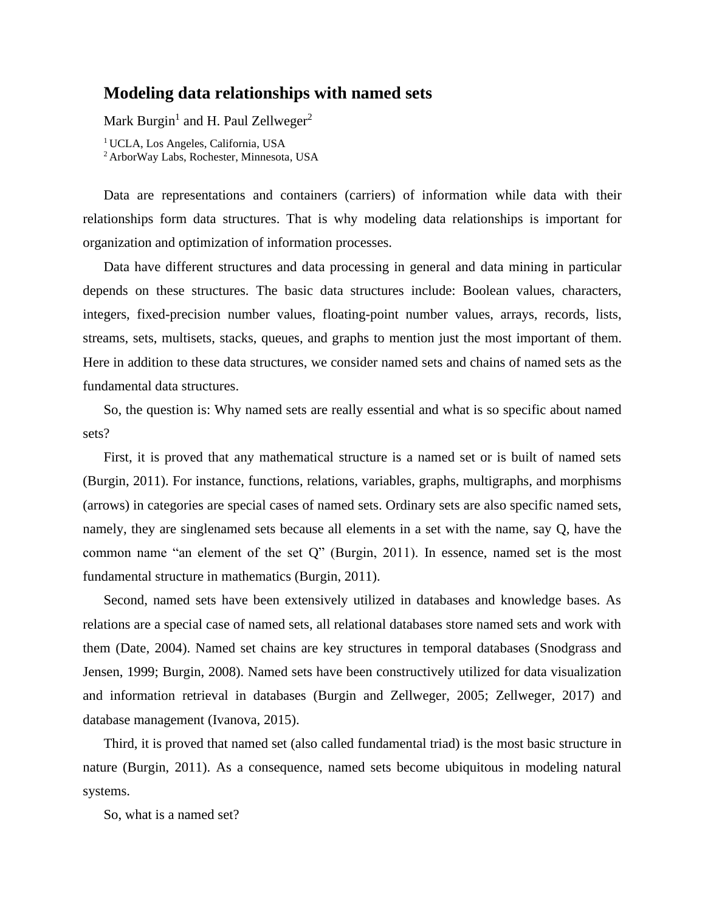# Modeling data relationships with named sets

Mark Burgin[1] and H. Paul Zellweger[2]

[1] UCLA, Los Angeles, California, USA
[2] ArborWay Labs, Rochester, Minnesota, USA

Data are representations and containers (carriers) of information while data with their relationships form data structures. That is why modeling data relationships is important for organization and optimization of information processes.

Data have different structures and data processing in general and data mining in particular depends on these structures. The basic data structures include: Boolean values, characters, integers, fixed-precision number values, floating-point number values, arrays, records, lists, streams, sets, multisets, stacks, queues, and graphs to mention just the most important of them. Here in addition to these data structures, we consider named sets and chains of named sets as the fundamental data structures.

So, the question is: Why named sets are really essential and what is so specific about named sets?

First, it is proved that any mathematical structure is a named set or is built of named sets (Burgin, 2011). For instance, functions, relations, variables, graphs, multigraphs, and morphisms (arrows) in categories are special cases of named sets. Ordinary sets are also specific named sets, namely, they are singlenamed sets because all elements in a set with the name, say Q, have the common name "an element of the set Q" (Burgin, 2011). In essence, named set is the most fundamental structure in mathematics (Burgin, 2011).

Second, named sets have been extensively utilized in databases and knowledge bases. As relations are a special case of named sets, all relational databases store named sets and work with them (Date, 2004). Named set chains are key structures in temporal databases (Snodgrass and Jensen, 1999; Burgin, 2008). Named sets have been constructively utilized for data visualization and information retrieval in databases (Burgin and Zellweger, 2005; Zellweger, 2017) and database management (Ivanova, 2015).

Third, it is proved that named set (also called fundamental triad) is the most basic structure in nature (Burgin, 2011). As a consequence, named sets become ubiquitous in modeling natural systems.

So, what is a named set?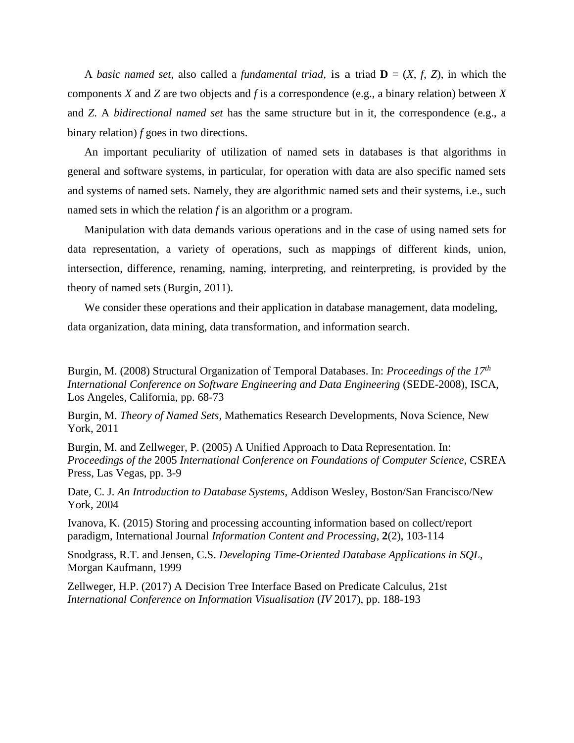A *basic named set*, also called a *fundamental triad,* is a triad **D** = ($X$, $f$, $Z$), in which the components $X$ and $Z$ are two objects and $f$ is a correspondence (e.g., a binary relation) between $X$ and $Z$. A *bidirectional named set* has the same structure but in it, the correspondence (e.g., a binary relation) $f$ goes in two directions.

An important peculiarity of utilization of named sets in databases is that algorithms in general and software systems, in particular, for operation with data are also specific named sets and systems of named sets. Namely, they are algorithmic named sets and their systems, i.e., such named sets in which the relation $f$ is an algorithm or a program.

Manipulation with data demands various operations and in the case of using named sets for data representation, a variety of operations, such as mappings of different kinds, union, intersection, difference, renaming, naming, interpreting, and reinterpreting, is provided by the theory of named sets (Burgin, 2011).

We consider these operations and their application in database management, data modeling, data organization, data mining, data transformation, and information search.

Burgin, M. (2008) Structural Organization of Temporal Databases. In: *Proceedings of the 17th International Conference on Software Engineering and Data Engineering* (SEDE-2008), ISCA, Los Angeles, California, pp. 68-73

Burgin, M. *Theory of Named Sets*, Mathematics Research Developments, Nova Science, New York, 2011

Burgin, M. and Zellweger, P. (2005) A Unified Approach to Data Representation. In: *Proceedings of the* 2005 *International Conference on Foundations of Computer Science*, CSREA Press, Las Vegas, pp. 3-9

Date, C. J. *An Introduction to Database Systems*, Addison Wesley, Boston/San Francisco/New York, 2004

Ivanova, K. (2015) Storing and processing accounting information based on collect/report paradigm, International Journal *Information Content and Processing*, **2**(2), 103-114

Snodgrass, R.T. and Jensen, C.S. *Developing Time-Oriented Database Applications in SQL*, Morgan Kaufmann, 1999

Zellweger, H.P. (2017) A Decision Tree Interface Based on Predicate Calculus, 21st *International Conference on Information Visualisation* (*IV* 2017), pp. 188-193